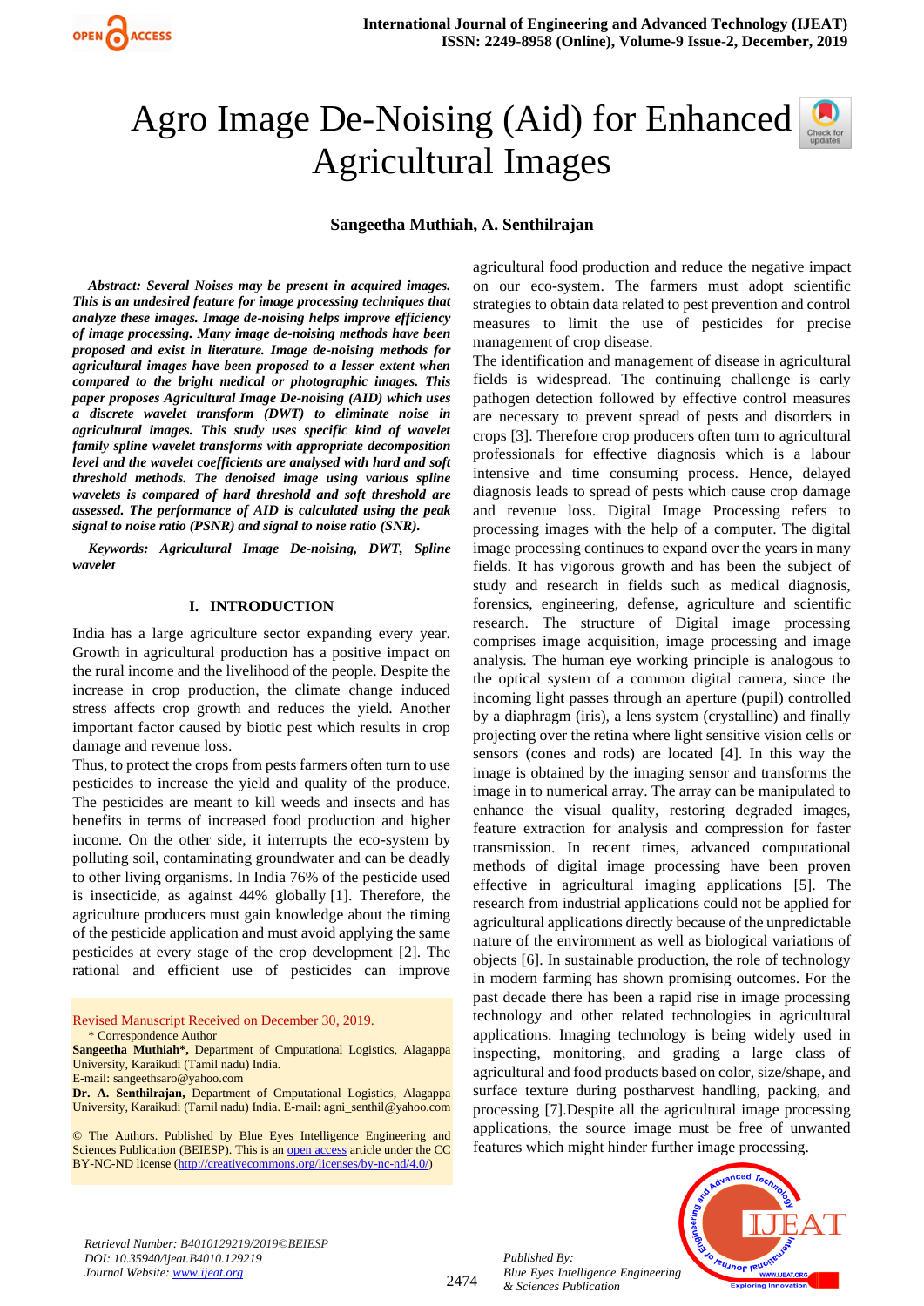# Agro Image De-Noising (Aid) for Enhanced Agricultural Images

**Sangeetha Muthiah, A. Senthilrajan**

***Abstract:** Several Noises may be present in acquired images. This is an undesired feature for image processing techniques that analyze these images. Image de-noising helps improve efficiency of image processing. Many image de-noising methods have been proposed and exist in literature. Image de-noising methods for agricultural images have been proposed to a lesser extent when compared to the bright medical or photographic images. This paper proposes Agricultural Image De-noising (AID) which uses a discrete wavelet transform (DWT) to eliminate noise in agricultural images. This study uses specific kind of wavelet family spline wavelet transforms with appropriate decomposition level and the wavelet coefficients are analysed with hard and soft threshold methods. The denoised image using various spline wavelets is compared of hard threshold and soft threshold are assessed. The performance of AID is calculated using the peak signal to noise ratio (PSNR) and signal to noise ratio (SNR).*

***Keywords:** Agricultural Image De-noising, DWT, Spline wavelet*

## I. INTRODUCTION

India has a large agriculture sector expanding every year. Growth in agricultural production has a positive impact on the rural income and the livelihood of the people. Despite the increase in crop production, the climate change induced stress affects crop growth and reduces the yield. Another important factor caused by biotic pest which results in crop damage and revenue loss.

Thus, to protect the crops from pests farmers often turn to use pesticides to increase the yield and quality of the produce. The pesticides are meant to kill weeds and insects and has benefits in terms of increased food production and higher income. On the other side, it interrupts the eco-system by polluting soil, contaminating groundwater and can be deadly to other living organisms. In India 76% of the pesticide used is insecticide, as against 44% globally [1]. Therefore, the agriculture producers must gain knowledge about the timing of the pesticide application and must avoid applying the same pesticides at every stage of the crop development [2]. The rational and efficient use of pesticides can improve agricultural food production and reduce the negative impact on our eco-system. The farmers must adopt scientific strategies to obtain data related to pest prevention and control measures to limit the use of pesticides for precise management of crop disease.

The identification and management of disease in agricultural fields is widespread. The continuing challenge is early pathogen detection followed by effective control measures are necessary to prevent spread of pests and disorders in crops [3]. Therefore crop producers often turn to agricultural professionals for effective diagnosis which is a labour intensive and time consuming process. Hence, delayed diagnosis leads to spread of pests which cause crop damage and revenue loss. Digital Image Processing refers to processing images with the help of a computer. The digital image processing continues to expand over the years in many fields. It has vigorous growth and has been the subject of study and research in fields such as medical diagnosis, forensics, engineering, defense, agriculture and scientific research. The structure of Digital image processing comprises image acquisition, image processing and image analysis. The human eye working principle is analogous to the optical system of a common digital camera, since the incoming light passes through an aperture (pupil) controlled by a diaphragm (iris), a lens system (crystalline) and finally projecting over the retina where light sensitive vision cells or sensors (cones and rods) are located [4]. In this way the image is obtained by the imaging sensor and transforms the image in to numerical array. The array can be manipulated to enhance the visual quality, restoring degraded images, feature extraction for analysis and compression for faster transmission. In recent times, advanced computational methods of digital image processing have been proven effective in agricultural imaging applications [5]. The research from industrial applications could not be applied for agricultural applications directly because of the unpredictable nature of the environment as well as biological variations of objects [6]. In sustainable production, the role of technology in modern farming has shown promising outcomes. For the past decade there has been a rapid rise in image processing technology and other related technologies in agricultural applications. Imaging technology is being widely used in inspecting, monitoring, and grading a large class of agricultural and food products based on color, size/shape, and surface texture during postharvest handling, packing, and processing [7].Despite all the agricultural image processing applications, the source image must be free of unwanted features which might hinder further image processing.

Revised Manuscript Received on December 30, 2019.

\* Correspondence Author

**Sangeetha Muthiah\*,** Department of Cmputational Logistics, Alagappa University, Karaikudi (Tamil nadu) India.
E-mail: sangeethsaro@yahoo.com

**Dr. A. Senthilrajan,** Department of Cmputational Logistics, Alagappa University, Karaikudi (Tamil nadu) India. E-mail: agni_senthil@yahoo.com

© The Authors. Published by Blue Eyes Intelligence Engineering and Sciences Publication (BEIESP). This is an open access article under the CC BY-NC-ND license (http://creativecommons.org/licenses/by-nc-nd/4.0/)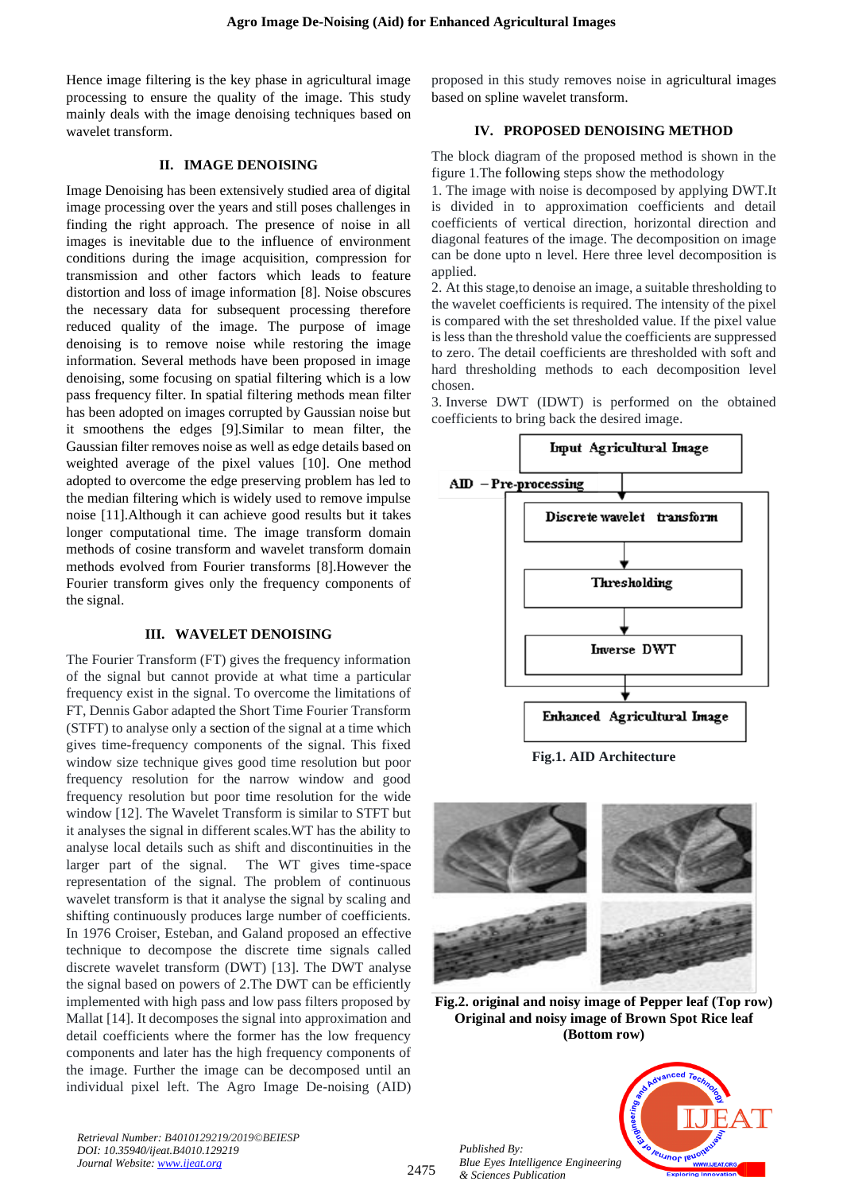Hence image filtering is the key phase in agricultural image processing to ensure the quality of the image. This study mainly deals with the image denoising techniques based on wavelet transform.

## II. IMAGE DENOISING

Image Denoising has been extensively studied area of digital image processing over the years and still poses challenges in finding the right approach. The presence of noise in all images is inevitable due to the influence of environment conditions during the image acquisition, compression for transmission and other factors which leads to feature distortion and loss of image information [8]. Noise obscures the necessary data for subsequent processing therefore reduced quality of the image. The purpose of image denoising is to remove noise while restoring the image information. Several methods have been proposed in image denoising, some focusing on spatial filtering which is a low pass frequency filter. In spatial filtering methods mean filter has been adopted on images corrupted by Gaussian noise but it smoothens the edges [9].Similar to mean filter, the Gaussian filter removes noise as well as edge details based on weighted average of the pixel values [10]. One method adopted to overcome the edge preserving problem has led to the median filtering which is widely used to remove impulse noise [11].Although it can achieve good results but it takes longer computational time. The image transform domain methods of cosine transform and wavelet transform domain methods evolved from Fourier transforms [8].However the Fourier transform gives only the frequency components of the signal.

## III. WAVELET DENOISING

The Fourier Transform (FT) gives the frequency information of the signal but cannot provide at what time a particular frequency exist in the signal. To overcome the limitations of FT, Dennis Gabor adapted the Short Time Fourier Transform (STFT) to analyse only a section of the signal at a time which gives time-frequency components of the signal. This fixed window size technique gives good time resolution but poor frequency resolution for the narrow window and good frequency resolution but poor time resolution for the wide window [12]. The Wavelet Transform is similar to STFT but it analyses the signal in different scales.WT has the ability to analyse local details such as shift and discontinuities in the larger part of the signal. The WT gives time-space representation of the signal. The problem of continuous wavelet transform is that it analyse the signal by scaling and shifting continuously produces large number of coefficients. In 1976 Croiser, Esteban, and Galand proposed an effective technique to decompose the discrete time signals called discrete wavelet transform (DWT) [13]. The DWT analyse the signal based on powers of 2.The DWT can be efficiently implemented with high pass and low pass filters proposed by Mallat [14]. It decomposes the signal into approximation and detail coefficients where the former has the low frequency components and later has the high frequency components of the image. Further the image can be decomposed until an individual pixel left. The Agro Image De-noising (AID) proposed in this study removes noise in agricultural images based on spline wavelet transform.

## IV. PROPOSED DENOISING METHOD

The block diagram of the proposed method is shown in the figure 1.The following steps show the methodology

1. The image with noise is decomposed by applying DWT.It is divided in to approximation coefficients and detail coefficients of vertical direction, horizontal direction and diagonal features of the image. The decomposition on image can be done upto n level. Here three level decomposition is applied.
2. At this stage,to denoise an image, a suitable thresholding to the wavelet coefficients is required. The intensity of the pixel is compared with the set thresholded value. If the pixel value is less than the threshold value the coefficients are suppressed to zero. The detail coefficients are thresholded with soft and hard thresholding methods to each decomposition level chosen.
3. Inverse DWT (IDWT) is performed on the obtained coefficients to bring back the desired image.

Input Agricultural Image → AID – Pre-processing [Discrete wavelet transform → Thresholding → Inverse DWT] → Enhanced Agricultural Image

**Fig.1. AID Architecture**

**Fig.2. original and noisy image of Pepper leaf (Top row) Original and noisy image of Brown Spot Rice leaf (Bottom row)**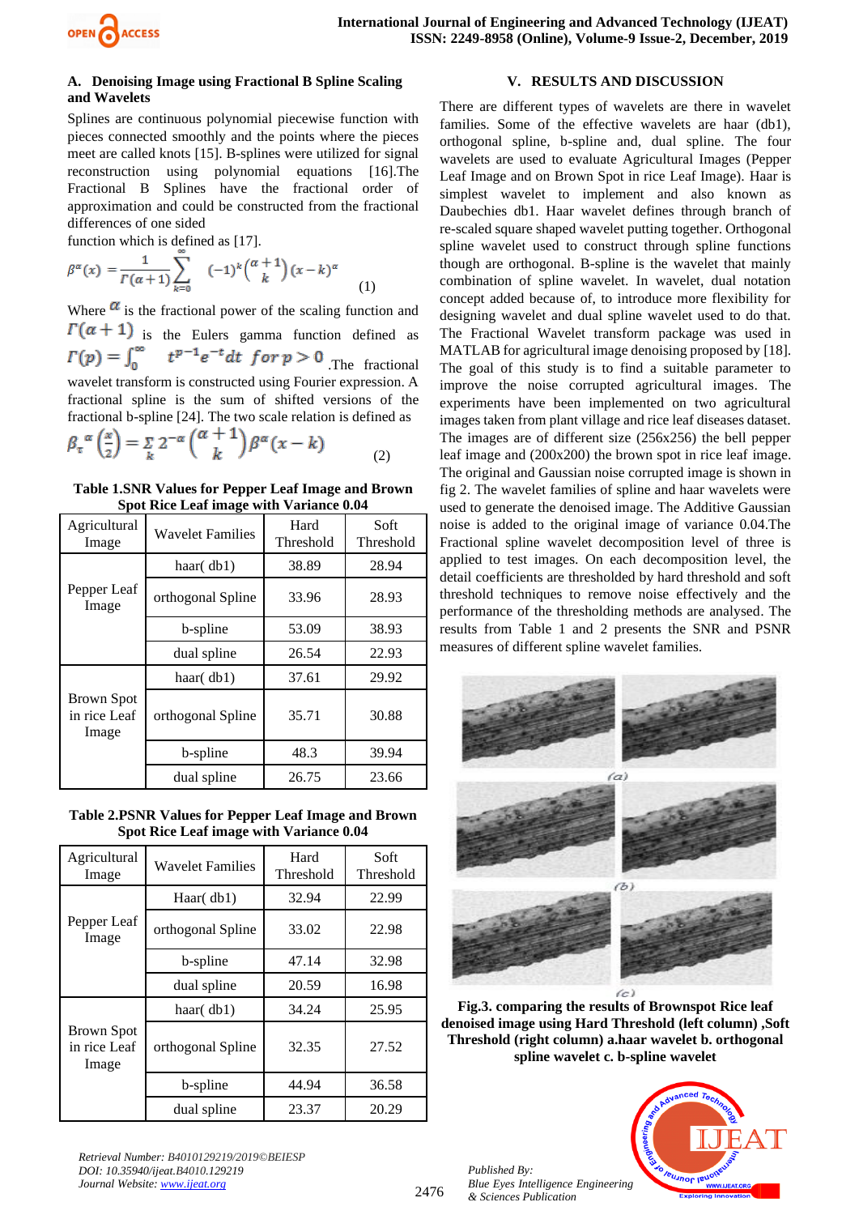### A. Denoising Image using Fractional B Spline Scaling and Wavelets

Splines are continuous polynomial piecewise function with pieces connected smoothly and the points where the pieces meet are called knots [15]. B-splines were utilized for signal reconstruction using polynomial equations [16].The Fractional B Splines have the fractional order of approximation and could be constructed from the fractional differences of one sided function which is defined as [17].

$$\beta^{\alpha}(x) = \frac{1}{\Gamma(\alpha+1)} \sum_{k=0}^{\infty} (-1)^k \binom{\alpha+1}{k} (x-k)^{\alpha} \quad (1)$$

Where $\alpha$ is the fractional power of the scaling function and $\Gamma(\alpha+1)$ is the Eulers gamma function defined as $\Gamma(p) = \int_0^{\infty} t^{p-1} e^{-t} dt \; for\, p > 0$ .The fractional wavelet transform is constructed using Fourier expression. A fractional spline is the sum of shifted versions of the fractional b-spline [24]. The two scale relation is defined as

$$\beta_{\tau}^{\alpha}\left(\frac{x}{2}\right) = \sum_{k} 2^{-\alpha} \binom{\alpha+1}{k} \beta^{\alpha}(x-k) \quad (2)$$

**Table 1.SNR Values for Pepper Leaf Image and Brown Spot Rice Leaf image with Variance 0.04**

| Agricultural Image | Wavelet Families | Hard Threshold | Soft Threshold |
|---|---|---|---|
| Pepper Leaf Image | haar( db1) | 38.89 | 28.94 |
| | orthogonal Spline | 33.96 | 28.93 |
| | b-spline | 53.09 | 38.93 |
| | dual spline | 26.54 | 22.93 |
| Brown Spot in rice Leaf Image | haar( db1) | 37.61 | 29.92 |
| | orthogonal Spline | 35.71 | 30.88 |
| | b-spline | 48.3 | 39.94 |
| | dual spline | 26.75 | 23.66 |

**Table 2.PSNR Values for Pepper Leaf Image and Brown Spot Rice Leaf image with Variance 0.04**

| Agricultural Image | Wavelet Families | Hard Threshold | Soft Threshold |
|---|---|---|---|
| Pepper Leaf Image | Haar( db1) | 32.94 | 22.99 |
| | orthogonal Spline | 33.02 | 22.98 |
| | b-spline | 47.14 | 32.98 |
| | dual spline | 20.59 | 16.98 |
| Brown Spot in rice Leaf Image | haar( db1) | 34.24 | 25.95 |
| | orthogonal Spline | 32.35 | 27.52 |
| | b-spline | 44.94 | 36.58 |
| | dual spline | 23.37 | 20.29 |

## V. RESULTS AND DISCUSSION

There are different types of wavelets are there in wavelet families. Some of the effective wavelets are haar (db1), orthogonal spline, b-spline and, dual spline. The four wavelets are used to evaluate Agricultural Images (Pepper Leaf Image and on Brown Spot in rice Leaf Image). Haar is simplest wavelet to implement and also known as Daubechies db1. Haar wavelet defines through branch of re-scaled square shaped wavelet putting together. Orthogonal spline wavelet used to construct through spline functions though are orthogonal. B-spline is the wavelet that mainly combination of spline wavelet. In wavelet, dual notation concept added because of, to introduce more flexibility for designing wavelet and dual spline wavelet used to do that. The Fractional Wavelet transform package was used in MATLAB for agricultural image denoising proposed by [18]. The goal of this study is to find a suitable parameter to improve the noise corrupted agricultural images. The experiments have been implemented on two agricultural images taken from plant village and rice leaf diseases dataset. The images are of different size (256x256) the bell pepper leaf image and (200x200) the brown spot in rice leaf image. The original and Gaussian noise corrupted image is shown in fig 2. The wavelet families of spline and haar wavelets were used to generate the denoised image. The Additive Gaussian noise is added to the original image of variance 0.04.The Fractional spline wavelet decomposition level of three is applied to test images. On each decomposition level, the detail coefficients are thresholded by hard threshold and soft threshold techniques to remove noise effectively and the performance of the thresholding methods are analysed. The results from Table 1 and 2 presents the SNR and PSNR measures of different spline wavelet families.

(a)

(b)

(c)

**Fig.3. comparing the results of Brownspot Rice leaf denoised image using Hard Threshold (left column) ,Soft Threshold (right column) a.haar wavelet b. orthogonal spline wavelet c. b-spline wavelet**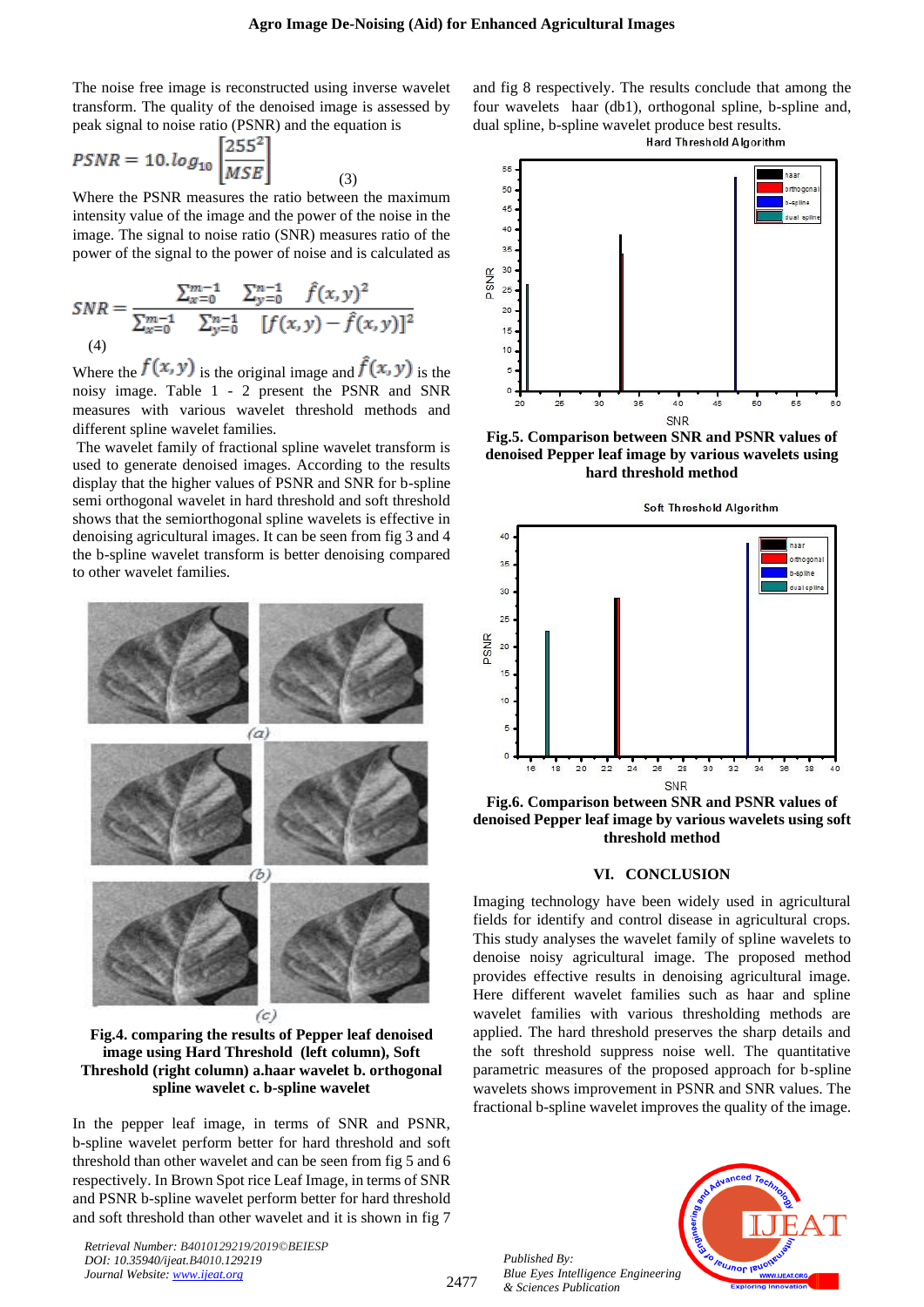The noise free image is reconstructed using inverse wavelet transform. The quality of the denoised image is assessed by peak signal to noise ratio (PSNR) and the equation is

$$PSNR = 10.log_{10}\left[\frac{255^2}{MSE}\right] \quad (3)$$

Where the PSNR measures the ratio between the maximum intensity value of the image and the power of the noise in the image. The signal to noise ratio (SNR) measures ratio of the power of the signal to the power of noise and is calculated as

$$SNR = \frac{\sum_{x=0}^{m-1}\sum_{y=0}^{n-1} \hat{f}(x,y)^2}{\sum_{x=0}^{m-1}\sum_{y=0}^{n-1} [f(x,y)-\hat{f}(x,y)]^2} \quad (4)$$

Where the $f(x,y)$ is the original image and $\hat{f}(x,y)$ is the noisy image. Table 1 - 2 present the PSNR and SNR measures with various wavelet threshold methods and different spline wavelet families.

The wavelet family of fractional spline wavelet transform is used to generate denoised images. According to the results display that the higher values of PSNR and SNR for b-spline semi orthogonal wavelet in hard threshold and soft threshold shows that the semiorthogonal spline wavelets is effective in denoising agricultural images. It can be seen from fig 3 and 4 the b-spline wavelet transform is better denoising compared to other wavelet families.

**Fig.4. comparing the results of Pepper leaf denoised image using Hard Threshold (left column), Soft Threshold (right column) a.haar wavelet b. orthogonal spline wavelet c. b-spline wavelet**

In the pepper leaf image, in terms of SNR and PSNR, b-spline wavelet perform better for hard threshold and soft threshold than other wavelet and can be seen from fig 5 and 6 respectively. In Brown Spot rice Leaf Image, in terms of SNR and PSNR b-spline wavelet perform better for hard threshold and soft threshold than other wavelet and it is shown in fig 7 and fig 8 respectively. The results conclude that among the four wavelets haar (db1), orthogonal spline, b-spline and, dual spline, b-spline wavelet produce best results.

**Fig.5. Comparison between SNR and PSNR values of denoised Pepper leaf image by various wavelets using hard threshold method**

**Fig.6. Comparison between SNR and PSNR values of denoised Pepper leaf image by various wavelets using soft threshold method**

## VI. CONCLUSION

Imaging technology have been widely used in agricultural fields for identify and control disease in agricultural crops. This study analyses the wavelet family of spline wavelets to denoise noisy agricultural image. The proposed method provides effective results in denoising agricultural image. Here different wavelet families such as haar and spline wavelet families with various thresholding methods are applied. The hard threshold preserves the sharp details and the soft threshold suppress noise well. The quantitative parametric measures of the proposed approach for b-spline wavelets shows improvement in PSNR and SNR values. The fractional b-spline wavelet improves the quality of the image.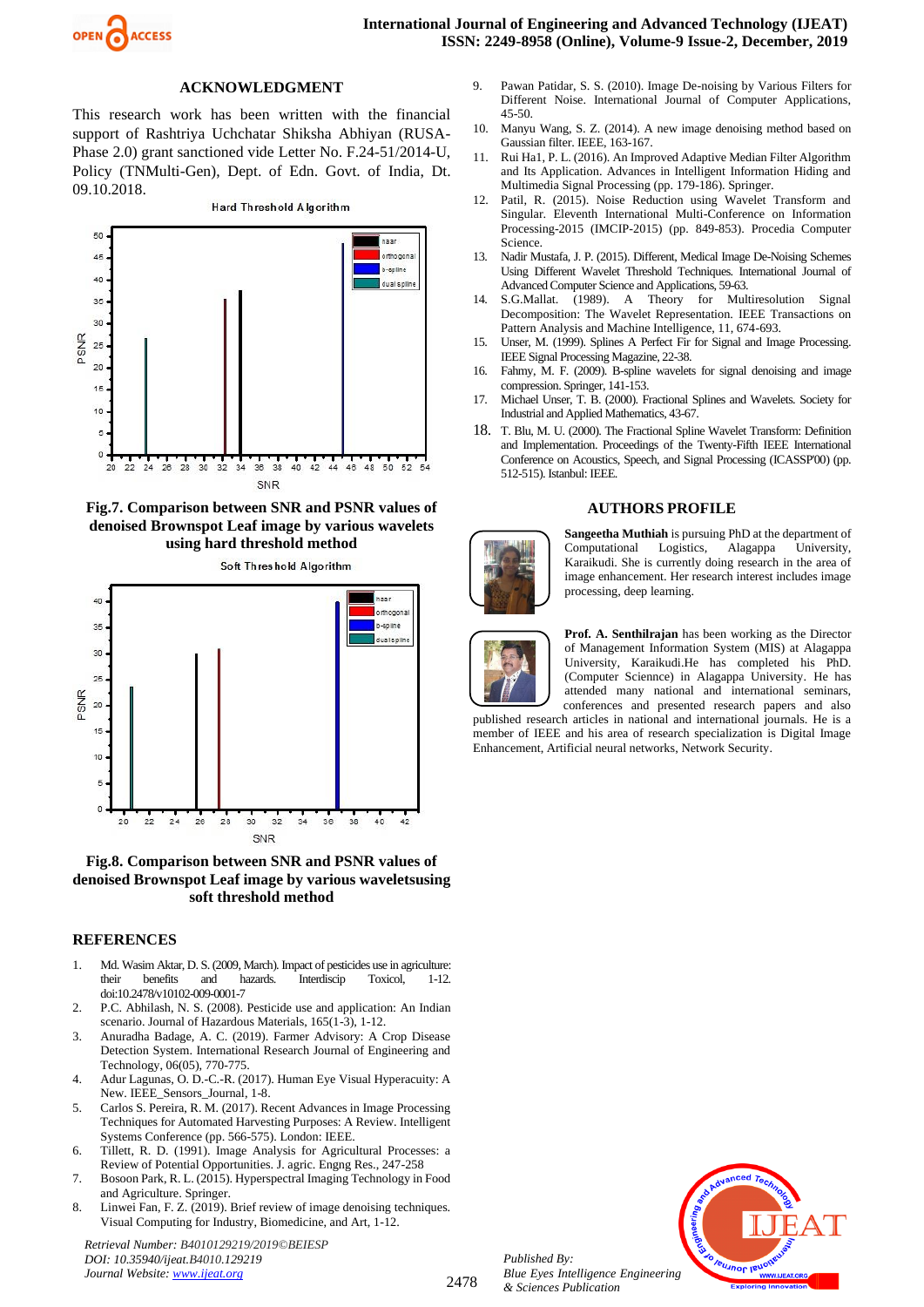## ACKNOWLEDGMENT

This research work has been written with the financial support of Rashtriya Uchchatar Shiksha Abhiyan (RUSA-Phase 2.0) grant sanctioned vide Letter No. F.24-51/2014-U, Policy (TNMulti-Gen), Dept. of Edn. Govt. of India, Dt. 09.10.2018.

Hard Threshold Algorithm

PSNR

SNR

haar
orthogonal
b-spline
dual spline

0 5 10 15 20 25 30 35 40 45 50

20 22 24 26 28 30 32 34 36 38 40 42 44 46 48 50 52 54

**Fig.7. Comparison between SNR and PSNR values of denoised Brownspot Leaf image by various wavelets using hard threshold method**

Soft Threshold Algorithm

PSNR

SNR

haar
orthogonal
b-spline
dual spline

0 5 10 15 20 25 30 35 40

20 22 24 26 28 30 32 34 36 38 40 42

**Fig.8. Comparison between SNR and PSNR values of denoised Brownspot Leaf image by various waveletsusing soft threshold method**

## REFERENCES

1. Md. Wasim Aktar, D. S. (2009, March). Impact of pesticides use in agriculture: their benefits and hazards. Interdiscip Toxicol, 1-12. doi:10.2478/v10102-009-0001-7
2. P.C. Abhilash, N. S. (2008). Pesticide use and application: An Indian scenario. Journal of Hazardous Materials, 165(1-3), 1-12.
3. Anuradha Badage, A. C. (2019). Farmer Advisory: A Crop Disease Detection System. International Research Journal of Engineering and Technology, 06(05), 770-775.
4. Adur Lagunas, O. D.-C.-R. (2017). Human Eye Visual Hyperacuity: A New. IEEE_Sensors_Journal, 1-8.
5. Carlos S. Pereira, R. M. (2017). Recent Advances in Image Processing Techniques for Automated Harvesting Purposes: A Review. Intelligent Systems Conference (pp. 566-575). London: IEEE.
6. Tillett, R. D. (1991). Image Analysis for Agricultural Processes: a Review of Potential Opportunities. J. agric. Engng Res., 247-258
7. Bosoon Park, R. L. (2015). Hyperspectral Imaging Technology in Food and Agriculture. Springer.
8. Linwei Fan, F. Z. (2019). Brief review of image denoising techniques. Visual Computing for Industry, Biomedicine, and Art, 1-12.
9. Pawan Patidar, S. S. (2010). Image De-noising by Various Filters for Different Noise. International Journal of Computer Applications, 45-50.
10. Manyu Wang, S. Z. (2014). A new image denoising method based on Gaussian filter. IEEE, 163-167.
11. Rui Ha1, P. L. (2016). An Improved Adaptive Median Filter Algorithm and Its Application. Advances in Intelligent Information Hiding and Multimedia Signal Processing (pp. 179-186). Springer.
12. Patil, R. (2015). Noise Reduction using Wavelet Transform and Singular. Eleventh International Multi-Conference on Information Processing-2015 (IMCIP-2015) (pp. 849-853). Procedia Computer Science.
13. Nadir Mustafa, J. P. (2015). Different, Medical Image De-Noising Schemes Using Different Wavelet Threshold Techniques. International Journal of Advanced Computer Science and Applications, 59-63.
14. S.G.Mallat. (1989). A Theory for Multiresolution Signal Decomposition: The Wavelet Representation. IEEE Transactions on Pattern Analysis and Machine Intelligence, 11, 674-693.
15. Unser, M. (1999). Splines A Perfect Fir for Signal and Image Processing. IEEE Signal Processing Magazine, 22-38.
16. Fahmy, M. F. (2009). B-spline wavelets for signal denoising and image compression. Springer, 141-153.
17. Michael Unser, T. B. (2000). Fractional Splines and Wavelets. Society for Industrial and Applied Mathematics, 43-67.
18. T. Blu, M. U. (2000). The Fractional Spline Wavelet Transform: Definition and Implementation. Proceedings of the Twenty-Fifth IEEE International Conference on Acoustics, Speech, and Signal Processing (ICASSP'00) (pp. 512-515). Istanbul: IEEE.

## AUTHORS PROFILE

**Sangeetha Muthiah** is pursuing PhD at the department of Computational Logistics, Alagappa University, Karaikudi. She is currently doing research in the area of image enhancement. Her research interest includes image processing, deep learning.

**Prof. A. Senthilrajan** has been working as the Director of Management Information System (MIS) at Alagappa University, Karaikudi.He has completed his PhD. (Computer Scienence) in Alagappa University. He has attended many national and international seminars, conferences and presented research papers and also published research articles in national and international journals. He is a member of IEEE and his area of research specialization is Digital Image Enhancement, Artificial neural networks, Network Security.